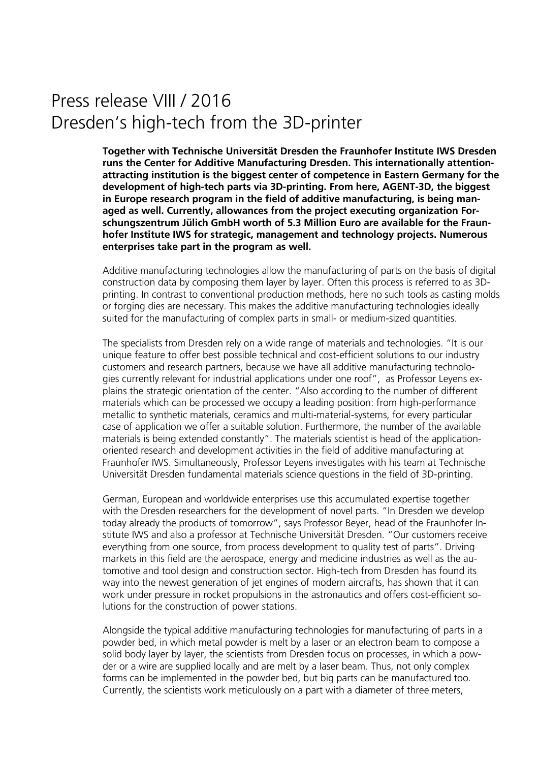# Press release VIII / 2016
# Dresden's high-tech from the 3D-printer

**Together with Technische Universität Dresden the Fraunhofer Institute IWS Dresden runs the Center for Additive Manufacturing Dresden. This internationally attention-attracting institution is the biggest center of competence in Eastern Germany for the development of high-tech parts via 3D-printing. From here, AGENT-3D, the biggest in Europe research program in the field of additive manufacturing, is being managed as well. Currently, allowances from the project executing organization Forschungszentrum Jülich GmbH worth of 5.3 Million Euro are available for the Fraunhofer Institute IWS for strategic, management and technology projects. Numerous enterprises take part in the program as well.**

Additive manufacturing technologies allow the manufacturing of parts on the basis of digital construction data by composing them layer by layer. Often this process is referred to as 3D-printing. In contrast to conventional production methods, here no such tools as casting molds or forging dies are necessary. This makes the additive manufacturing technologies ideally suited for the manufacturing of complex parts in small- or medium-sized quantities.

The specialists from Dresden rely on a wide range of materials and technologies. "It is our unique feature to offer best possible technical and cost-efficient solutions to our industry customers and research partners, because we have all additive manufacturing technologies currently relevant for industrial applications under one roof", as Professor Leyens explains the strategic orientation of the center. "Also according to the number of different materials which can be processed we occupy a leading position: from high-performance metallic to synthetic materials, ceramics and multi-material-systems, for every particular case of application we offer a suitable solution. Furthermore, the number of the available materials is being extended constantly". The materials scientist is head of the application-oriented research and development activities in the field of additive manufacturing at Fraunhofer IWS. Simultaneously, Professor Leyens investigates with his team at Technische Universität Dresden fundamental materials science questions in the field of 3D-printing.

German, European and worldwide enterprises use this accumulated expertise together with the Dresden researchers for the development of novel parts. "In Dresden we develop today already the products of tomorrow", says Professor Beyer, head of the Fraunhofer Institute IWS and also a professor at Technische Universität Dresden. "Our customers receive everything from one source, from process development to quality test of parts". Driving markets in this field are the aerospace, energy and medicine industries as well as the automotive and tool design and construction sector. High-tech from Dresden has found its way into the newest generation of jet engines of modern aircrafts, has shown that it can work under pressure in rocket propulsions in the astronautics and offers cost-efficient solutions for the construction of power stations.

Alongside the typical additive manufacturing technologies for manufacturing of parts in a powder bed, in which metal powder is melt by a laser or an electron beam to compose a solid body layer by layer, the scientists from Dresden focus on processes, in which a powder or a wire are supplied locally and are melt by a laser beam. Thus, not only complex forms can be implemented in the powder bed, but big parts can be manufactured too. Currently, the scientists work meticulously on a part with a diameter of three meters,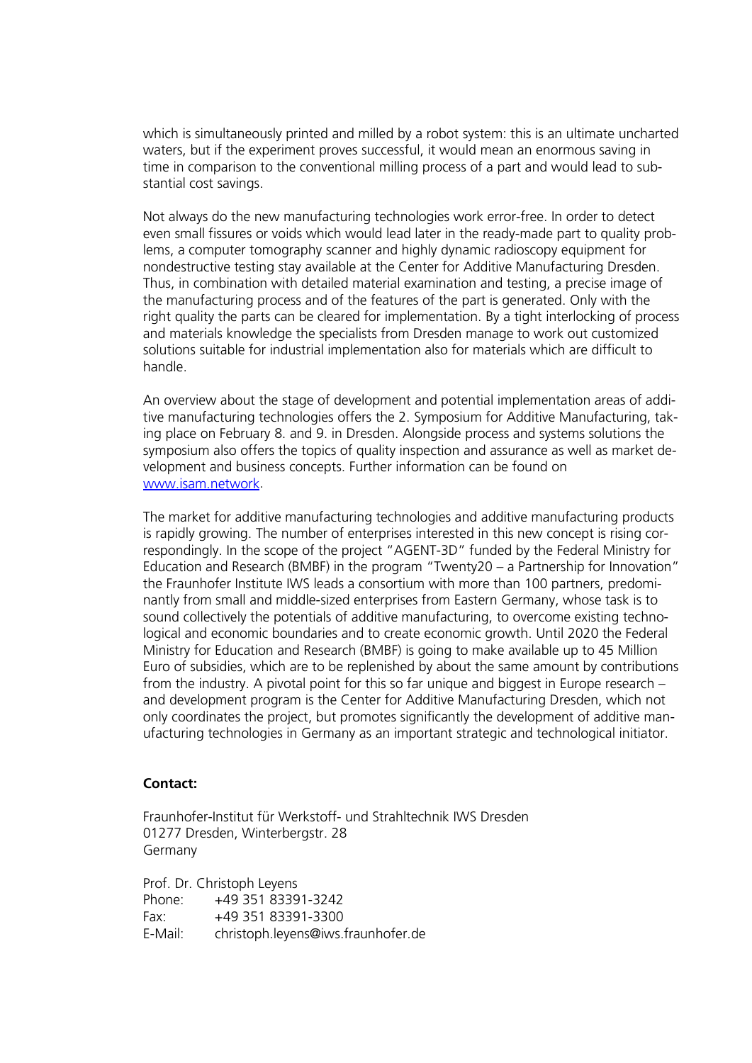which is simultaneously printed and milled by a robot system: this is an ultimate uncharted waters, but if the experiment proves successful, it would mean an enormous saving in time in comparison to the conventional milling process of a part and would lead to substantial cost savings.

Not always do the new manufacturing technologies work error-free. In order to detect even small fissures or voids which would lead later in the ready-made part to quality problems, a computer tomography scanner and highly dynamic radioscopy equipment for nondestructive testing stay available at the Center for Additive Manufacturing Dresden. Thus, in combination with detailed material examination and testing, a precise image of the manufacturing process and of the features of the part is generated. Only with the right quality the parts can be cleared for implementation. By a tight interlocking of process and materials knowledge the specialists from Dresden manage to work out customized solutions suitable for industrial implementation also for materials which are difficult to handle.

An overview about the stage of development and potential implementation areas of additive manufacturing technologies offers the 2. Symposium for Additive Manufacturing, taking place on February 8. and 9. in Dresden. Alongside process and systems solutions the symposium also offers the topics of quality inspection and assurance as well as market development and business concepts. Further information can be found on [www.isam.network](www.isam.network).

The market for additive manufacturing technologies and additive manufacturing products is rapidly growing. The number of enterprises interested in this new concept is rising correspondingly. In the scope of the project "AGENT-3D" funded by the Federal Ministry for Education and Research (BMBF) in the program "Twenty20 – a Partnership for Innovation" the Fraunhofer Institute IWS leads a consortium with more than 100 partners, predominantly from small and middle-sized enterprises from Eastern Germany, whose task is to sound collectively the potentials of additive manufacturing, to overcome existing technological and economic boundaries and to create economic growth. Until 2020 the Federal Ministry for Education and Research (BMBF) is going to make available up to 45 Million Euro of subsidies, which are to be replenished by about the same amount by contributions from the industry. A pivotal point for this so far unique and biggest in Europe research – and development program is the Center for Additive Manufacturing Dresden, which not only coordinates the project, but promotes significantly the development of additive manufacturing technologies in Germany as an important strategic and technological initiator.

**Contact:**

Fraunhofer-Institut für Werkstoff- und Strahltechnik IWS Dresden
01277 Dresden, Winterbergstr. 28
Germany

Prof. Dr. Christoph Leyens
Phone: +49 351 83391-3242
Fax: +49 351 83391-3300
E-Mail: christoph.leyens@iws.fraunhofer.de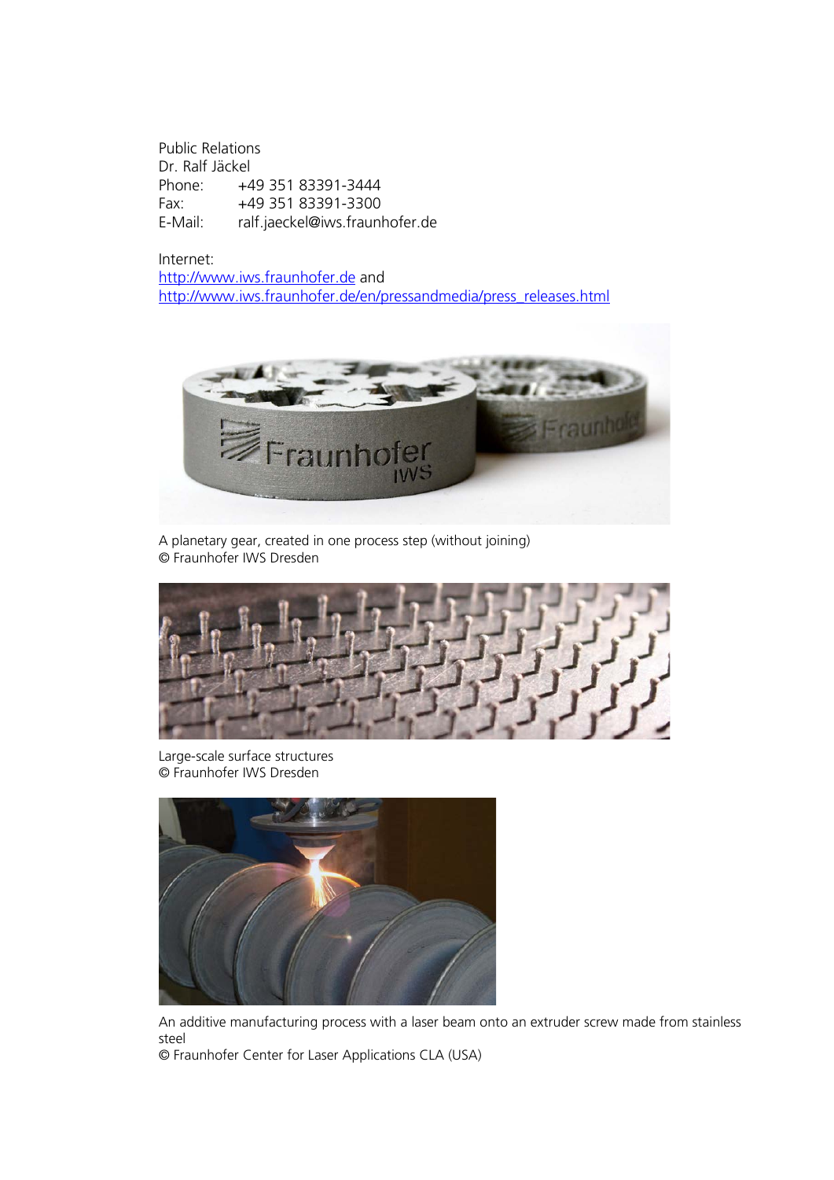Public Relations
Dr. Ralf Jäckel
Phone: +49 351 83391-3444
Fax: +49 351 83391-3300
E-Mail: ralf.jaeckel@iws.fraunhofer.de

Internet:
http://www.iws.fraunhofer.de and
http://www.iws.fraunhofer.de/en/pressandmedia/press_releases.html

A planetary gear, created in one process step (without joining)
© Fraunhofer IWS Dresden

Large-scale surface structures
© Fraunhofer IWS Dresden

An additive manufacturing process with a laser beam onto an extruder screw made from stainless steel
© Fraunhofer Center for Laser Applications CLA (USA)